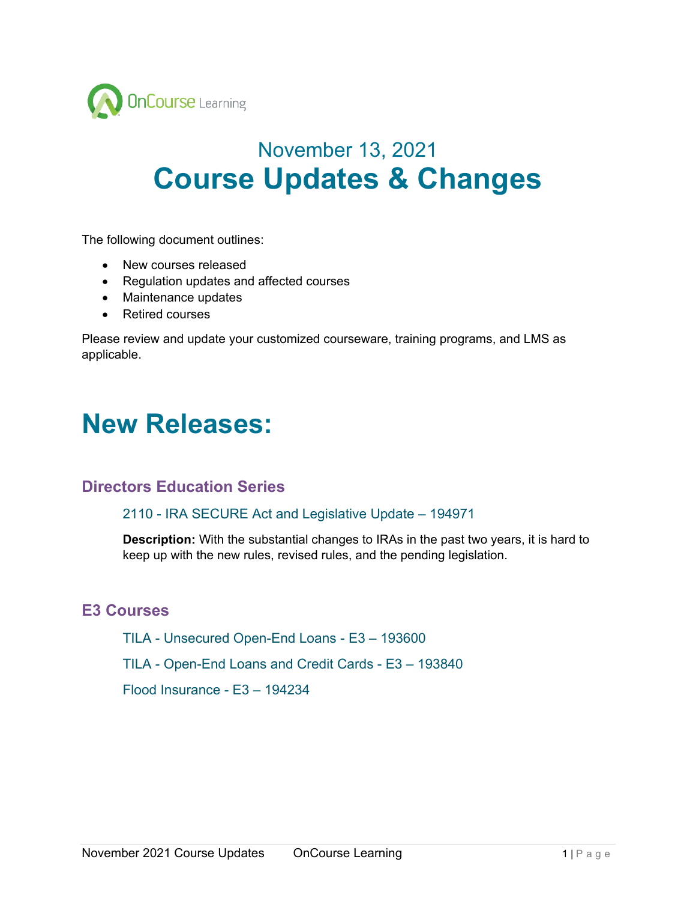November 13, 2021

# Course Updates & Changes

The following document outlines:

- New courses released
- Regulation updates and affected courses
- Maintenance updates
- Retired courses

Please review and update your customized courseware, training programs, and LMS as applicable.

# New Releases:

## Directors Education Series

### 2110 - IRA SECURE Act and Legislative Update – 194971

**Description:** With the substantial changes to IRAs in the past two years, it is hard to keep up with the new rules, revised rules, and the pending legislation.

## E3 Courses

### TILA - Unsecured Open-End Loans - E3 – 193600

### TILA - Open-End Loans and Credit Cards - E3 – 193840

### Flood Insurance - E3 – 194234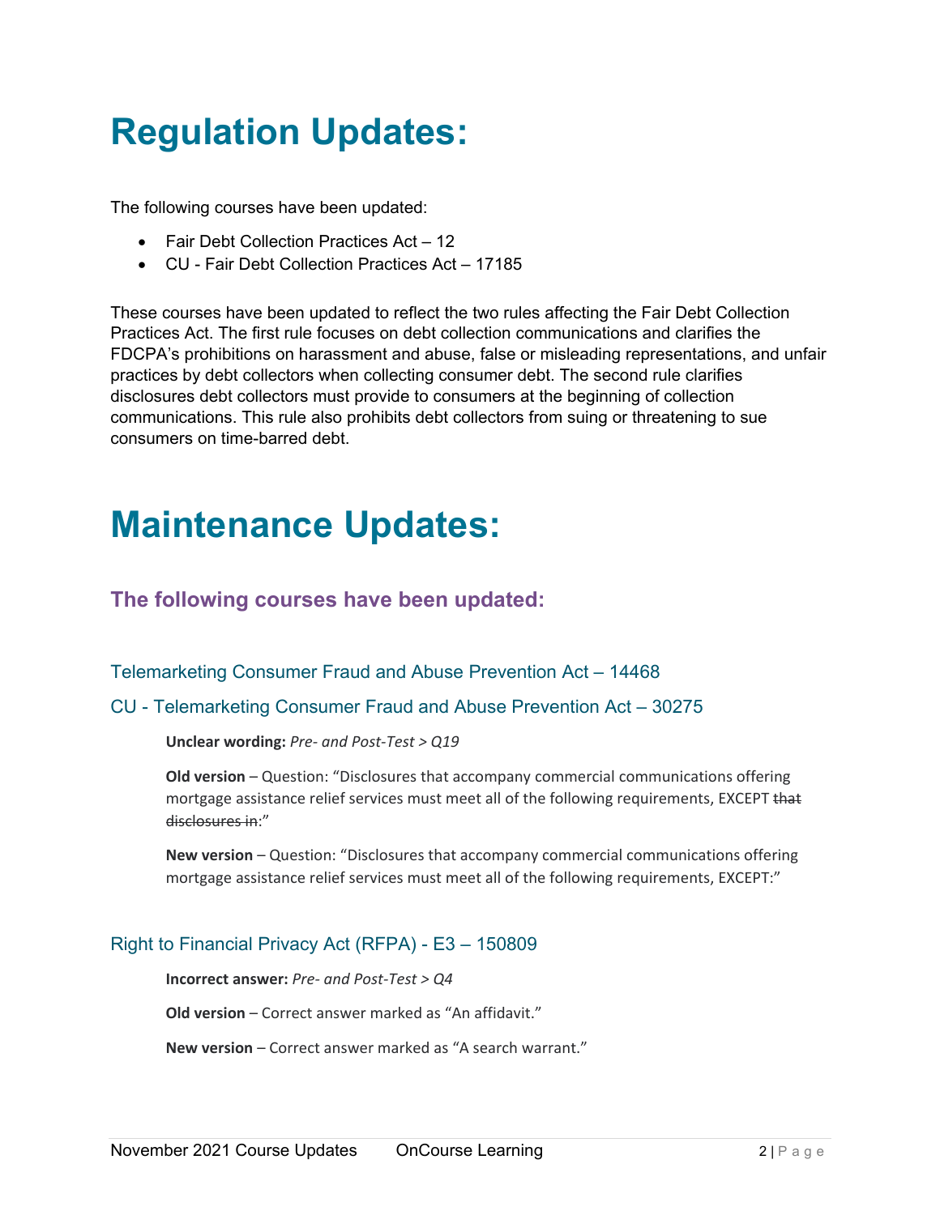# Regulation Updates:

The following courses have been updated:

- Fair Debt Collection Practices Act – 12
- CU - Fair Debt Collection Practices Act – 17185

These courses have been updated to reflect the two rules affecting the Fair Debt Collection Practices Act. The first rule focuses on debt collection communications and clarifies the FDCPA's prohibitions on harassment and abuse, false or misleading representations, and unfair practices by debt collectors when collecting consumer debt. The second rule clarifies disclosures debt collectors must provide to consumers at the beginning of collection communications. This rule also prohibits debt collectors from suing or threatening to sue consumers on time-barred debt.

# Maintenance Updates:

## The following courses have been updated:

### Telemarketing Consumer Fraud and Abuse Prevention Act – 14468

### CU - Telemarketing Consumer Fraud and Abuse Prevention Act – 30275

**Unclear wording:** *Pre- and Post-Test > Q19*

**Old version** – Question: "Disclosures that accompany commercial communications offering mortgage assistance relief services must meet all of the following requirements, EXCEPT ~~that disclosures in~~:"

**New version** – Question: "Disclosures that accompany commercial communications offering mortgage assistance relief services must meet all of the following requirements, EXCEPT:"

### Right to Financial Privacy Act (RFPA) - E3 – 150809

**Incorrect answer:** *Pre- and Post-Test > Q4*

**Old version** – Correct answer marked as "An affidavit."

**New version** – Correct answer marked as "A search warrant."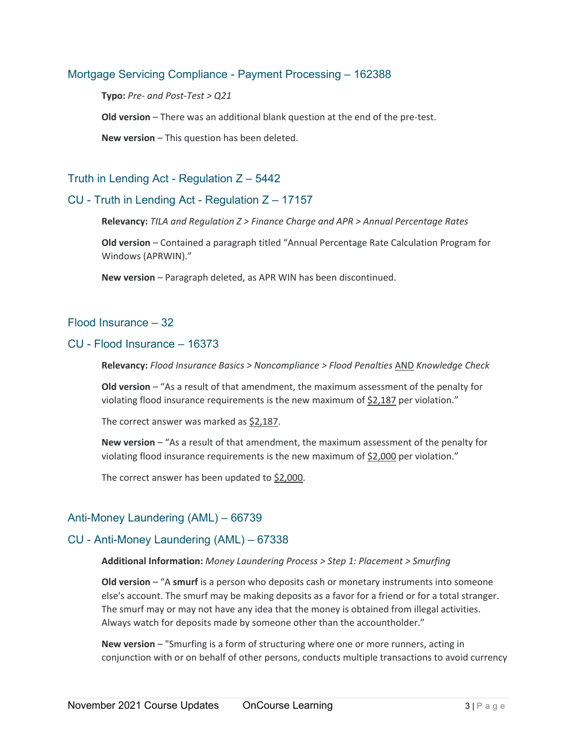## Mortgage Servicing Compliance - Payment Processing – 162388

**Typo:** *Pre- and Post-Test > Q21*

**Old version** – There was an additional blank question at the end of the pre-test.

**New version** – This question has been deleted.

## Truth in Lending Act - Regulation Z – 5442

## CU - Truth in Lending Act - Regulation Z – 17157

**Relevancy:** *TILA and Regulation Z > Finance Charge and APR > Annual Percentage Rates*

**Old version** – Contained a paragraph titled "Annual Percentage Rate Calculation Program for Windows (APRWIN)."

**New version** – Paragraph deleted, as APR WIN has been discontinued.

## Flood Insurance – 32

## CU - Flood Insurance – 16373

**Relevancy:** *Flood Insurance Basics > Noncompliance > Flood Penalties* AND *Knowledge Check*

**Old version** – "As a result of that amendment, the maximum assessment of the penalty for violating flood insurance requirements is the new maximum of $2,187 per violation."

The correct answer was marked as $2,187.

**New version** – "As a result of that amendment, the maximum assessment of the penalty for violating flood insurance requirements is the new maximum of $2,000 per violation."

The correct answer has been updated to $2,000.

## Anti-Money Laundering (AML) – 66739

## CU - Anti-Money Laundering (AML) – 67338

**Additional Information:** *Money Laundering Process > Step 1: Placement > Smurfing*

**Old version** – "A **smurf** is a person who deposits cash or monetary instruments into someone else's account. The smurf may be making deposits as a favor for a friend or for a total stranger. The smurf may or may not have any idea that the money is obtained from illegal activities. Always watch for deposits made by someone other than the accountholder."

**New version** – "Smurfing is a form of structuring where one or more runners, acting in conjunction with or on behalf of other persons, conducts multiple transactions to avoid currency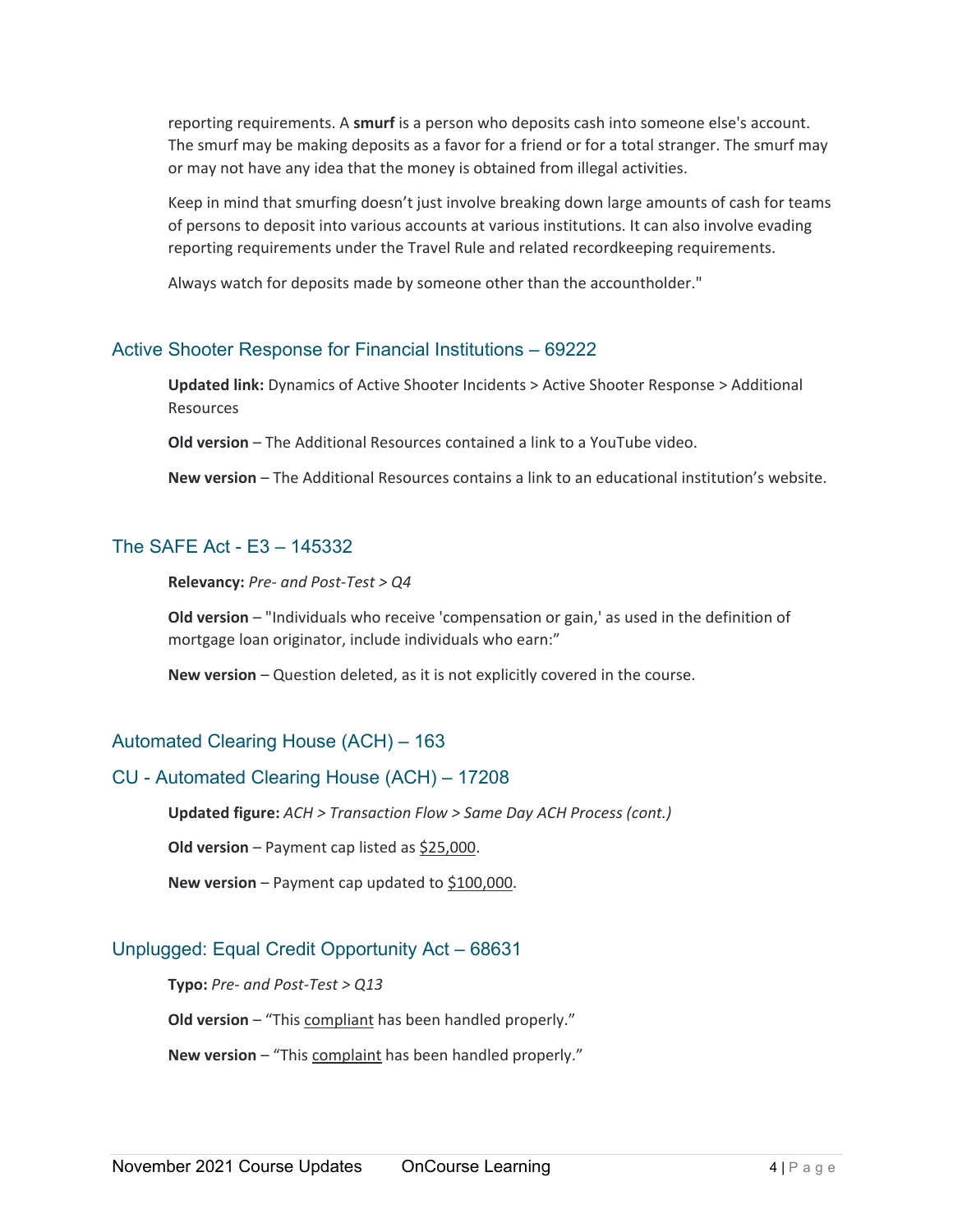reporting requirements. A **smurf** is a person who deposits cash into someone else's account. The smurf may be making deposits as a favor for a friend or for a total stranger. The smurf may or may not have any idea that the money is obtained from illegal activities.

Keep in mind that smurfing doesn't just involve breaking down large amounts of cash for teams of persons to deposit into various accounts at various institutions. It can also involve evading reporting requirements under the Travel Rule and related recordkeeping requirements.

Always watch for deposits made by someone other than the accountholder."

## Active Shooter Response for Financial Institutions – 69222

**Updated link:** Dynamics of Active Shooter Incidents > Active Shooter Response > Additional Resources

**Old version** – The Additional Resources contained a link to a YouTube video.

**New version** – The Additional Resources contains a link to an educational institution's website.

## The SAFE Act - E3 – 145332

**Relevancy:** *Pre- and Post-Test > Q4*

**Old version** – "Individuals who receive 'compensation or gain,' as used in the definition of mortgage loan originator, include individuals who earn:"

**New version** – Question deleted, as it is not explicitly covered in the course.

## Automated Clearing House (ACH) – 163

## CU - Automated Clearing House (ACH) – 17208

**Updated figure:** *ACH > Transaction Flow > Same Day ACH Process (cont.)*

**Old version** – Payment cap listed as <u>$25,000</u>.

**New version** – Payment cap updated to <u>$100,000</u>.

## Unplugged: Equal Credit Opportunity Act – 68631

**Typo:** *Pre- and Post-Test > Q13*

**Old version** – "This <u>compliant</u> has been handled properly."

**New version** – "This <u>complaint</u> has been handled properly."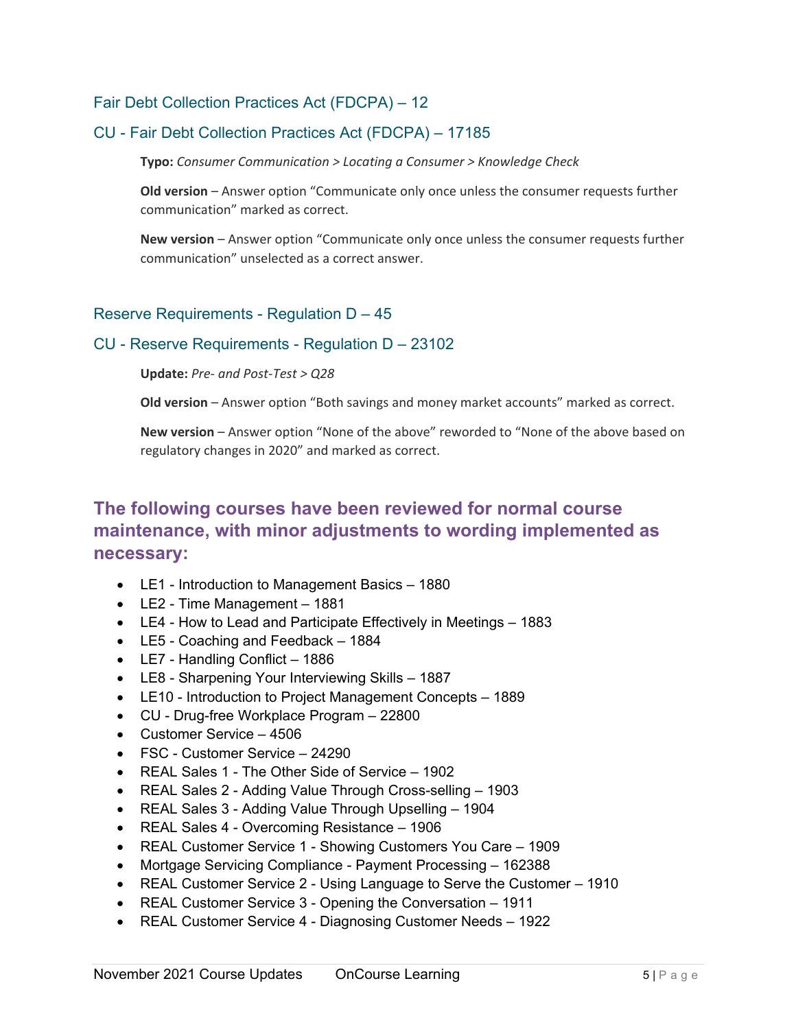### Fair Debt Collection Practices Act (FDCPA) – 12

### CU - Fair Debt Collection Practices Act (FDCPA) – 17185

**Typo:** *Consumer Communication > Locating a Consumer > Knowledge Check*

**Old version** – Answer option "Communicate only once unless the consumer requests further communication" marked as correct.

**New version** – Answer option "Communicate only once unless the consumer requests further communication" unselected as a correct answer.

### Reserve Requirements - Regulation D – 45

### CU - Reserve Requirements - Regulation D – 23102

**Update:** *Pre- and Post-Test > Q28*

**Old version** – Answer option "Both savings and money market accounts" marked as correct.

**New version** – Answer option "None of the above" reworded to "None of the above based on regulatory changes in 2020" and marked as correct.

## The following courses have been reviewed for normal course maintenance, with minor adjustments to wording implemented as necessary:

- LE1 - Introduction to Management Basics – 1880
- LE2 - Time Management – 1881
- LE4 - How to Lead and Participate Effectively in Meetings – 1883
- LE5 - Coaching and Feedback – 1884
- LE7 - Handling Conflict – 1886
- LE8 - Sharpening Your Interviewing Skills – 1887
- LE10 - Introduction to Project Management Concepts – 1889
- CU - Drug-free Workplace Program – 22800
- Customer Service – 4506
- FSC - Customer Service – 24290
- REAL Sales 1 - The Other Side of Service – 1902
- REAL Sales 2 - Adding Value Through Cross-selling – 1903
- REAL Sales 3 - Adding Value Through Upselling – 1904
- REAL Sales 4 - Overcoming Resistance – 1906
- REAL Customer Service 1 - Showing Customers You Care – 1909
- Mortgage Servicing Compliance - Payment Processing – 162388
- REAL Customer Service 2 - Using Language to Serve the Customer – 1910
- REAL Customer Service 3 - Opening the Conversation – 1911
- REAL Customer Service 4 - Diagnosing Customer Needs – 1922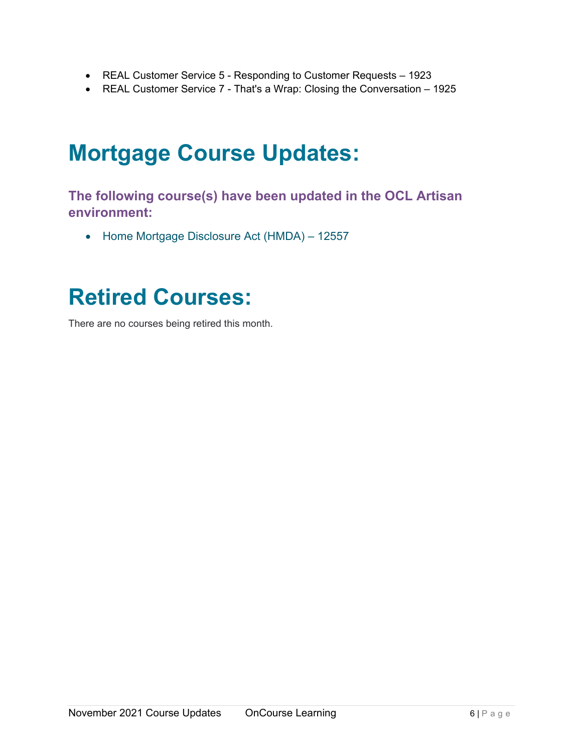- REAL Customer Service 5 - Responding to Customer Requests – 1923
- REAL Customer Service 7 - That's a Wrap: Closing the Conversation – 1925

# Mortgage Course Updates:

### The following course(s) have been updated in the OCL Artisan environment:

- Home Mortgage Disclosure Act (HMDA) – 12557

# Retired Courses:

There are no courses being retired this month.